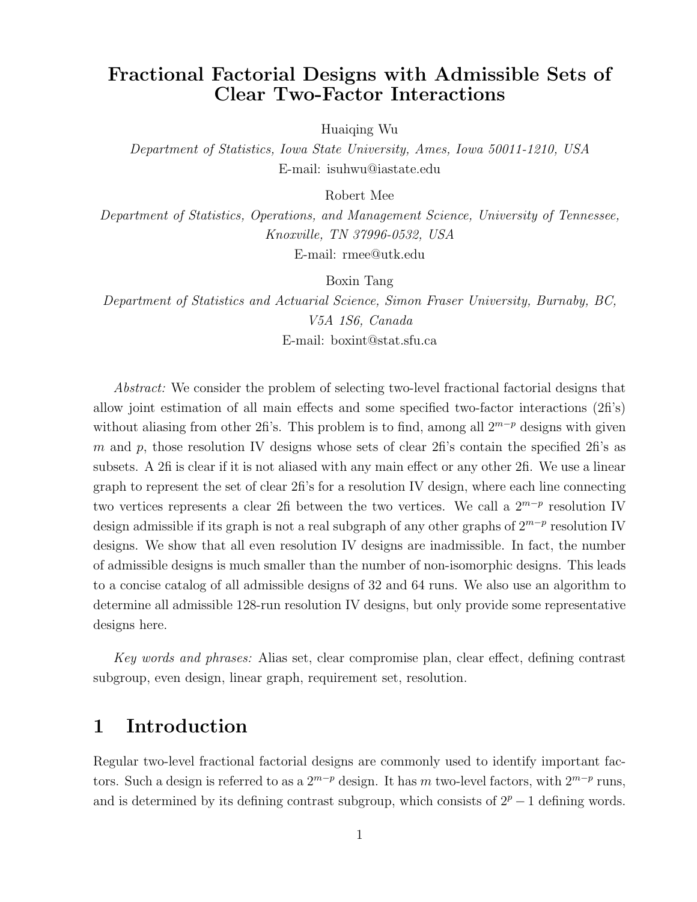# Fractional Factorial Designs with Admissible Sets of Clear Two-Factor Interactions

Huaiqing Wu

*Department of Statistics, Iowa State University, Ames, Iowa 50011-1210, USA*

E-mail: isuhwu@iastate.edu

Robert Mee

*Department of Statistics, Operations, and Management Science, University of Tennessee, Knoxville, TN 37996-0532, USA*

E-mail: rmee@utk.edu

Boxin Tang

*Department of Statistics and Actuarial Science, Simon Fraser University, Burnaby, BC, V5A 1S6, Canada*

E-mail: boxint@stat.sfu.ca

*Abstract:* We consider the problem of selecting two-level fractional factorial designs that allow joint estimation of all main effects and some specified two-factor interactions (2fi's) without aliasing from other 2fi's. This problem is to find, among all $2^{m-p}$ designs with given $m$ and $p$, those resolution IV designs whose sets of clear 2fi's contain the specified 2fi's as subsets. A 2fi is clear if it is not aliased with any main effect or any other 2fi. We use a linear graph to represent the set of clear 2fi's for a resolution IV design, where each line connecting two vertices represents a clear 2fi between the two vertices. We call a $2^{m-p}$ resolution IV design admissible if its graph is not a real subgraph of any other graphs of $2^{m-p}$ resolution IV designs. We show that all even resolution IV designs are inadmissible. In fact, the number of admissible designs is much smaller than the number of non-isomorphic designs. This leads to a concise catalog of all admissible designs of 32 and 64 runs. We also use an algorithm to determine all admissible 128-run resolution IV designs, but only provide some representative designs here.

*Key words and phrases:* Alias set, clear compromise plan, clear effect, defining contrast subgroup, even design, linear graph, requirement set, resolution.

## 1 Introduction

Regular two-level fractional factorial designs are commonly used to identify important factors. Such a design is referred to as a $2^{m-p}$ design. It has $m$ two-level factors, with $2^{m-p}$ runs, and is determined by its defining contrast subgroup, which consists of $2^p - 1$ defining words.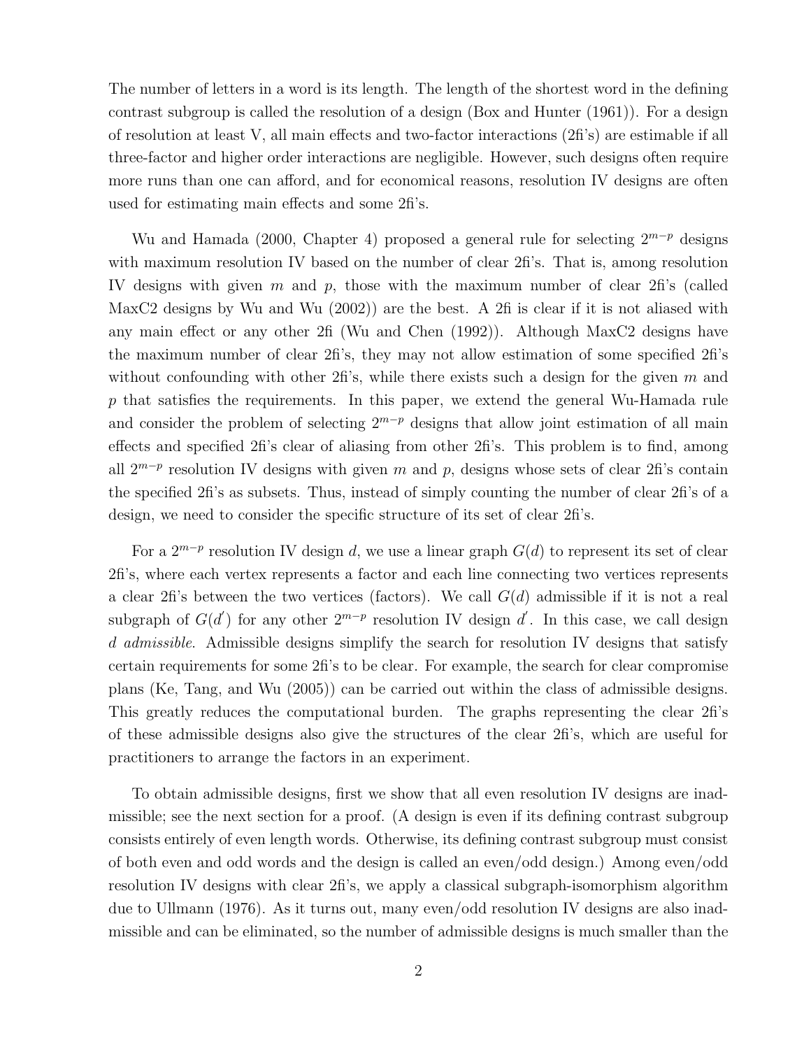The number of letters in a word is its length. The length of the shortest word in the defining contrast subgroup is called the resolution of a design (Box and Hunter (1961)). For a design of resolution at least V, all main effects and two-factor interactions (2fi's) are estimable if all three-factor and higher order interactions are negligible. However, such designs often require more runs than one can afford, and for economical reasons, resolution IV designs are often used for estimating main effects and some 2fi's.

Wu and Hamada (2000, Chapter 4) proposed a general rule for selecting $2^{m-p}$ designs with maximum resolution IV based on the number of clear 2fi's. That is, among resolution IV designs with given $m$ and $p$, those with the maximum number of clear 2fi's (called MaxC2 designs by Wu and Wu (2002)) are the best. A 2fi is clear if it is not aliased with any main effect or any other 2fi (Wu and Chen (1992)). Although MaxC2 designs have the maximum number of clear 2fi's, they may not allow estimation of some specified 2fi's without confounding with other 2fi's, while there exists such a design for the given $m$ and $p$ that satisfies the requirements. In this paper, we extend the general Wu-Hamada rule and consider the problem of selecting $2^{m-p}$ designs that allow joint estimation of all main effects and specified 2fi's clear of aliasing from other 2fi's. This problem is to find, among all $2^{m-p}$ resolution IV designs with given $m$ and $p$, designs whose sets of clear 2fi's contain the specified 2fi's as subsets. Thus, instead of simply counting the number of clear 2fi's of a design, we need to consider the specific structure of its set of clear 2fi's.

For a $2^{m-p}$ resolution IV design $d$, we use a linear graph $G(d)$ to represent its set of clear 2fi's, where each vertex represents a factor and each line connecting two vertices represents a clear 2fi's between the two vertices (factors). We call $G(d)$ admissible if it is not a real subgraph of $G(d')$ for any other $2^{m-p}$ resolution IV design $d'$. In this case, we call design $d$ *admissible*. Admissible designs simplify the search for resolution IV designs that satisfy certain requirements for some 2fi's to be clear. For example, the search for clear compromise plans (Ke, Tang, and Wu (2005)) can be carried out within the class of admissible designs. This greatly reduces the computational burden. The graphs representing the clear 2fi's of these admissible designs also give the structures of the clear 2fi's, which are useful for practitioners to arrange the factors in an experiment.

To obtain admissible designs, first we show that all even resolution IV designs are inadmissible; see the next section for a proof. (A design is even if its defining contrast subgroup consists entirely of even length words. Otherwise, its defining contrast subgroup must consist of both even and odd words and the design is called an even/odd design.) Among even/odd resolution IV designs with clear 2fi's, we apply a classical subgraph-isomorphism algorithm due to Ullmann (1976). As it turns out, many even/odd resolution IV designs are also inadmissible and can be eliminated, so the number of admissible designs is much smaller than the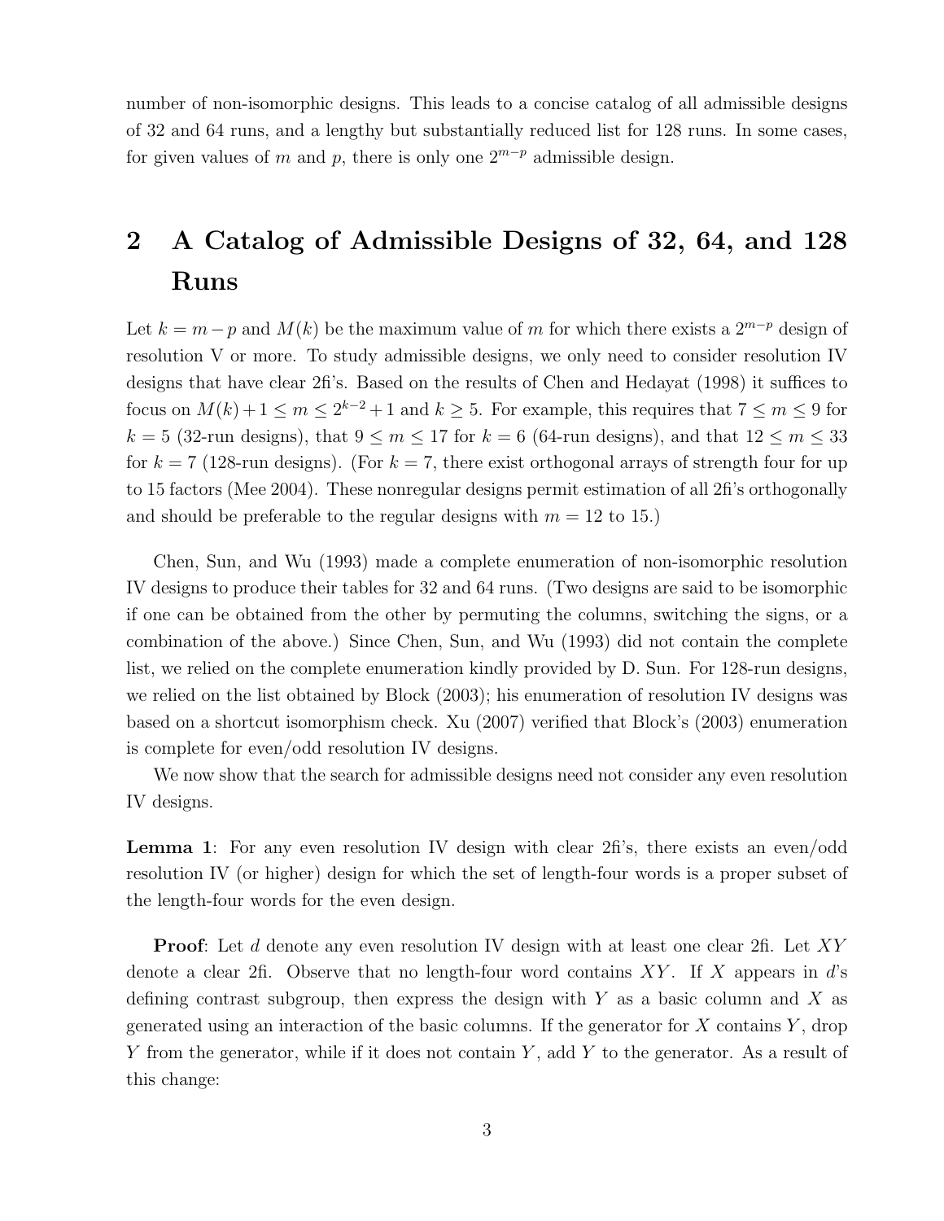number of non-isomorphic designs. This leads to a concise catalog of all admissible designs of 32 and 64 runs, and a lengthy but substantially reduced list for 128 runs. In some cases, for given values of $m$ and $p$, there is only one $2^{m-p}$ admissible design.

## 2 A Catalog of Admissible Designs of 32, 64, and 128 Runs

Let $k = m - p$ and $M(k)$ be the maximum value of $m$ for which there exists a $2^{m-p}$ design of resolution V or more. To study admissible designs, we only need to consider resolution IV designs that have clear 2fi's. Based on the results of Chen and Hedayat (1998) it suffices to focus on $M(k)+1 \leq m \leq 2^{k-2}+1$ and $k \geq 5$. For example, this requires that $7 \leq m \leq 9$ for $k = 5$ (32-run designs), that $9 \leq m \leq 17$ for $k = 6$ (64-run designs), and that $12 \leq m \leq 33$ for $k = 7$ (128-run designs). (For $k = 7$, there exist orthogonal arrays of strength four for up to 15 factors (Mee 2004). These nonregular designs permit estimation of all 2fi's orthogonally and should be preferable to the regular designs with $m = 12$ to 15.)

Chen, Sun, and Wu (1993) made a complete enumeration of non-isomorphic resolution IV designs to produce their tables for 32 and 64 runs. (Two designs are said to be isomorphic if one can be obtained from the other by permuting the columns, switching the signs, or a combination of the above.) Since Chen, Sun, and Wu (1993) did not contain the complete list, we relied on the complete enumeration kindly provided by D. Sun. For 128-run designs, we relied on the list obtained by Block (2003); his enumeration of resolution IV designs was based on a shortcut isomorphism check. Xu (2007) verified that Block's (2003) enumeration is complete for even/odd resolution IV designs.

We now show that the search for admissible designs need not consider any even resolution IV designs.

**Lemma 1**: For any even resolution IV design with clear 2fi's, there exists an even/odd resolution IV (or higher) design for which the set of length-four words is a proper subset of the length-four words for the even design.

**Proof**: Let $d$ denote any even resolution IV design with at least one clear 2fi. Let $XY$ denote a clear 2fi. Observe that no length-four word contains $XY$. If $X$ appears in $d$'s defining contrast subgroup, then express the design with $Y$ as a basic column and $X$ as generated using an interaction of the basic columns. If the generator for $X$ contains $Y$, drop $Y$ from the generator, while if it does not contain $Y$, add $Y$ to the generator. As a result of this change: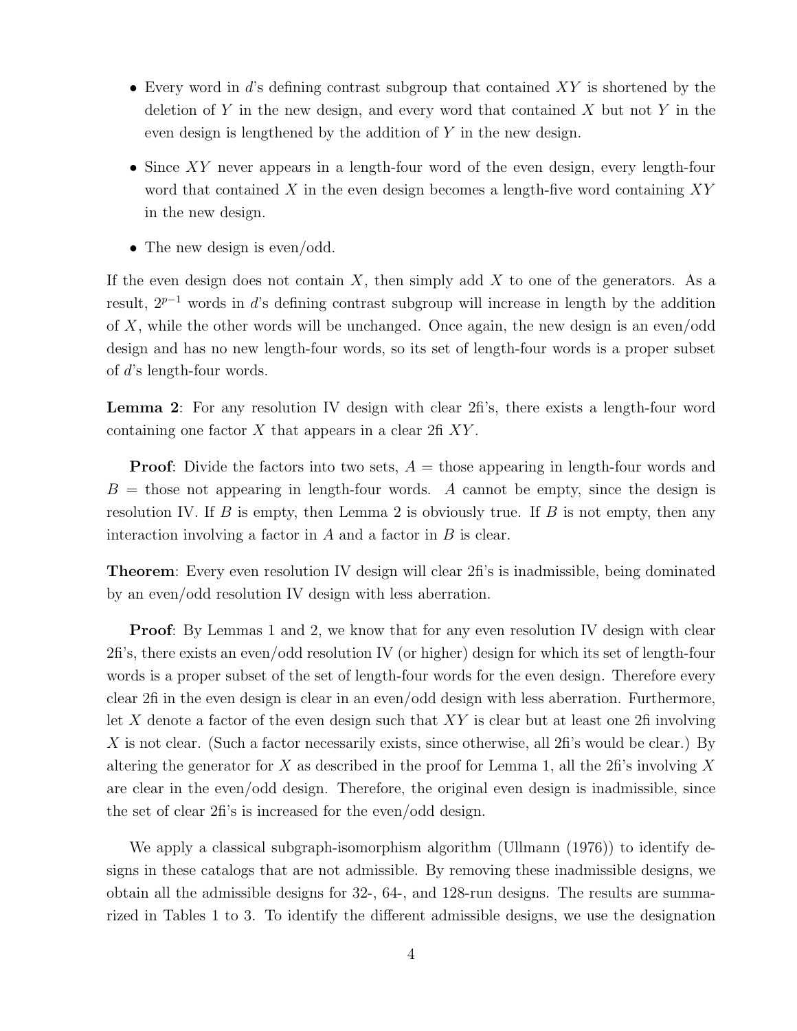- Every word in $d$'s defining contrast subgroup that contained $XY$ is shortened by the deletion of $Y$ in the new design, and every word that contained $X$ but not $Y$ in the even design is lengthened by the addition of $Y$ in the new design.
- Since $XY$ never appears in a length-four word of the even design, every length-four word that contained $X$ in the even design becomes a length-five word containing $XY$ in the new design.
- The new design is even/odd.

If the even design does not contain $X$, then simply add $X$ to one of the generators. As a result, $2^{p-1}$ words in $d$'s defining contrast subgroup will increase in length by the addition of $X$, while the other words will be unchanged. Once again, the new design is an even/odd design and has no new length-four words, so its set of length-four words is a proper subset of $d$'s length-four words.

**Lemma 2**: For any resolution IV design with clear 2fi's, there exists a length-four word containing one factor $X$ that appears in a clear 2fi $XY$.

**Proof**: Divide the factors into two sets, $A$ = those appearing in length-four words and $B$ = those not appearing in length-four words. $A$ cannot be empty, since the design is resolution IV. If $B$ is empty, then Lemma 2 is obviously true. If $B$ is not empty, then any interaction involving a factor in $A$ and a factor in $B$ is clear.

**Theorem**: Every even resolution IV design will clear 2fi's is inadmissible, being dominated by an even/odd resolution IV design with less aberration.

**Proof**: By Lemmas 1 and 2, we know that for any even resolution IV design with clear 2fi's, there exists an even/odd resolution IV (or higher) design for which its set of length-four words is a proper subset of the set of length-four words for the even design. Therefore every clear 2fi in the even design is clear in an even/odd design with less aberration. Furthermore, let $X$ denote a factor of the even design such that $XY$ is clear but at least one 2fi involving $X$ is not clear. (Such a factor necessarily exists, since otherwise, all 2fi's would be clear.) By altering the generator for $X$ as described in the proof for Lemma 1, all the 2fi's involving $X$ are clear in the even/odd design. Therefore, the original even design is inadmissible, since the set of clear 2fi's is increased for the even/odd design.

We apply a classical subgraph-isomorphism algorithm (Ullmann (1976)) to identify designs in these catalogs that are not admissible. By removing these inadmissible designs, we obtain all the admissible designs for 32-, 64-, and 128-run designs. The results are summarized in Tables 1 to 3. To identify the different admissible designs, we use the designation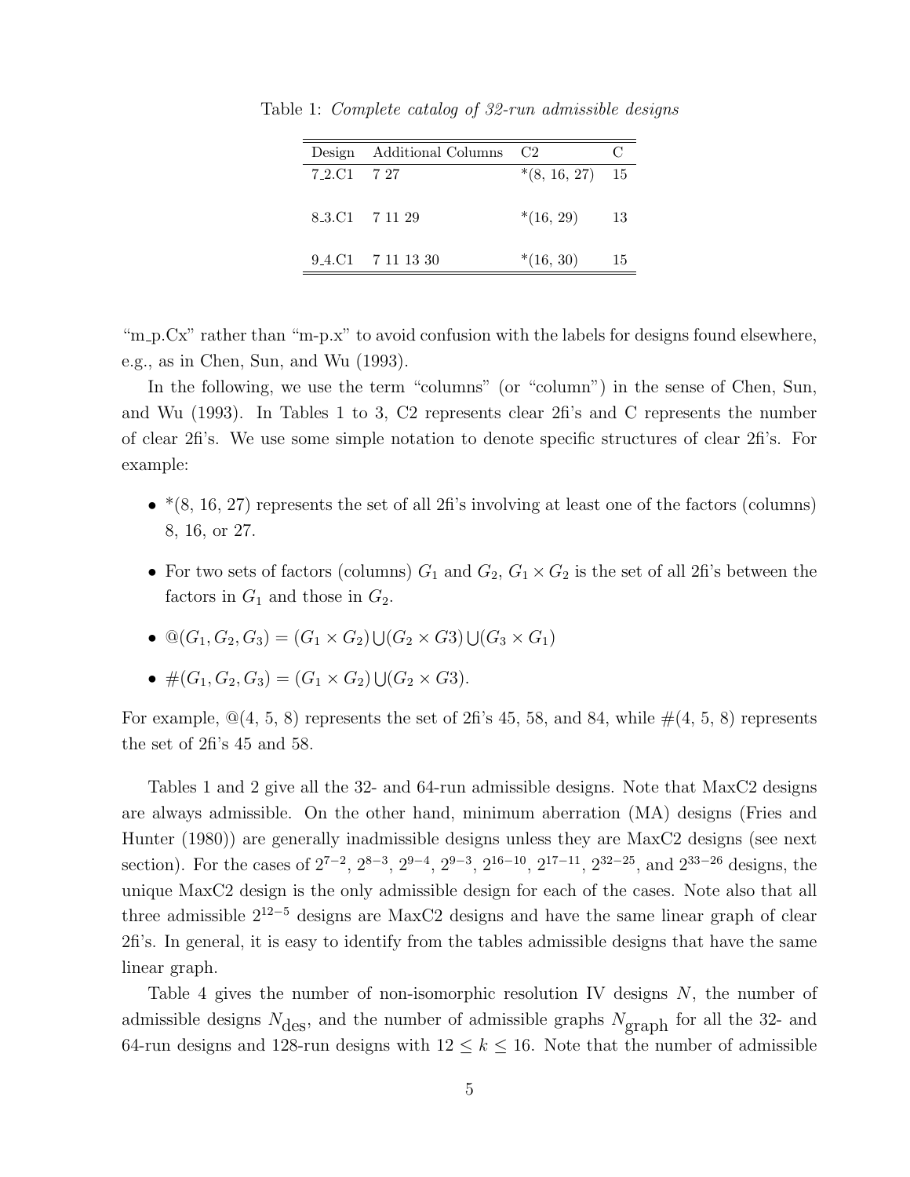Table 1: *Complete catalog of 32-run admissible designs*

| Design | Additional Columns | C2 | C |
|---|---|---|---|
| 7_2.C1 | 7 27 | *(8, 16, 27) | 15 |
| 8_3.C1 | 7 11 29 | *(16, 29) | 13 |
| 9_4.C1 | 7 11 13 30 | *(16, 30) | 15 |

"m_p.Cx" rather than "m-p.x" to avoid confusion with the labels for designs found elsewhere, e.g., as in Chen, Sun, and Wu (1993).

In the following, we use the term "columns" (or "column") in the sense of Chen, Sun, and Wu (1993). In Tables 1 to 3, C2 represents clear 2fi's and C represents the number of clear 2fi's. We use some simple notation to denote specific structures of clear 2fi's. For example:

- *(8, 16, 27) represents the set of all 2fi's involving at least one of the factors (columns) 8, 16, or 27.
- For two sets of factors (columns) $G_1$ and $G_2$, $G_1 \times G_2$ is the set of all 2fi's between the factors in $G_1$ and those in $G_2$.
- $@(G_1, G_2, G_3) = (G_1 \times G_2) \bigcup (G_2 \times G3) \bigcup (G_3 \times G_1)$
- $\#(G_1, G_2, G_3) = (G_1 \times G_2) \bigcup (G_2 \times G3)$.

For example, @(4, 5, 8) represents the set of 2fi's 45, 58, and 84, while #(4, 5, 8) represents the set of 2fi's 45 and 58.

Tables 1 and 2 give all the 32- and 64-run admissible designs. Note that MaxC2 designs are always admissible. On the other hand, minimum aberration (MA) designs (Fries and Hunter (1980)) are generally inadmissible designs unless they are MaxC2 designs (see next section). For the cases of $2^{7-2}$, $2^{8-3}$, $2^{9-4}$, $2^{9-3}$, $2^{16-10}$, $2^{17-11}$, $2^{32-25}$, and $2^{33-26}$ designs, the unique MaxC2 design is the only admissible design for each of the cases. Note also that all three admissible $2^{12-5}$ designs are MaxC2 designs and have the same linear graph of clear 2fi's. In general, it is easy to identify from the tables admissible designs that have the same linear graph.

Table 4 gives the number of non-isomorphic resolution IV designs $N$, the number of admissible designs $N_{\text{des}}$, and the number of admissible graphs $N_{\text{graph}}$ for all the 32- and 64-run designs and 128-run designs with $12 \leq k \leq 16$. Note that the number of admissible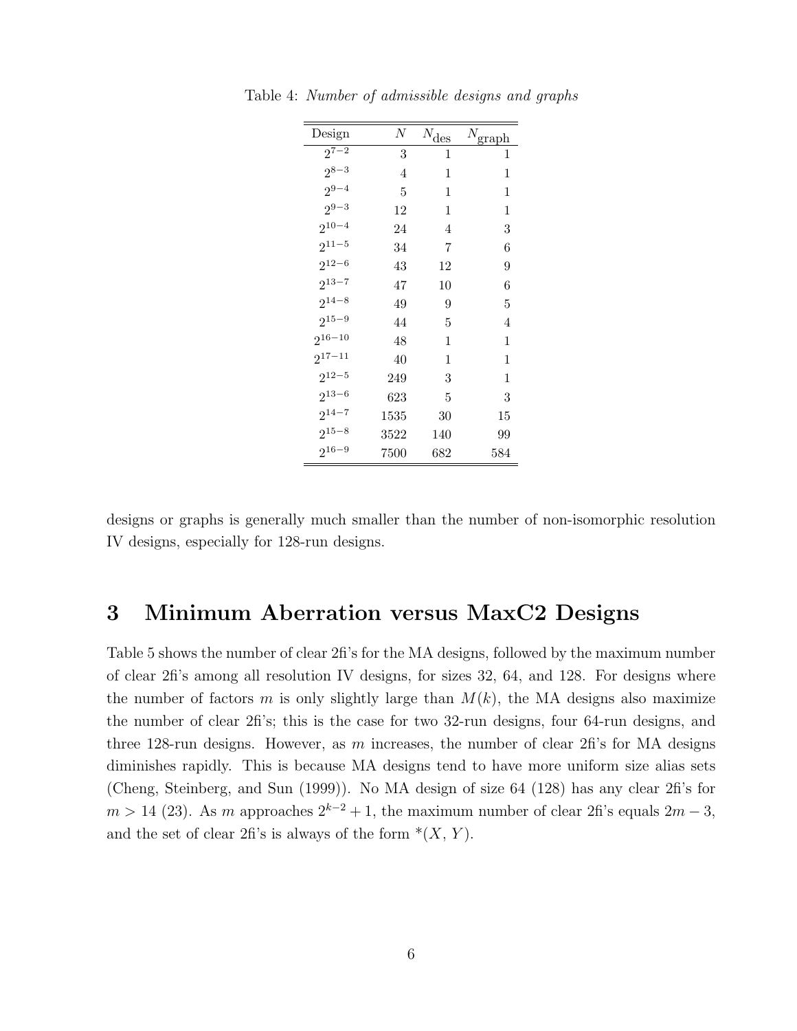Table 4: *Number of admissible designs and graphs*

| Design | $N$ | $N_{\text{des}}$ | $N_{\text{graph}}$ |
|---|---|---|---|
| $2^{7-2}$ | 3 | 1 | 1 |
| $2^{8-3}$ | 4 | 1 | 1 |
| $2^{9-4}$ | 5 | 1 | 1 |
| $2^{9-3}$ | 12 | 1 | 1 |
| $2^{10-4}$ | 24 | 4 | 3 |
| $2^{11-5}$ | 34 | 7 | 6 |
| $2^{12-6}$ | 43 | 12 | 9 |
| $2^{13-7}$ | 47 | 10 | 6 |
| $2^{14-8}$ | 49 | 9 | 5 |
| $2^{15-9}$ | 44 | 5 | 4 |
| $2^{16-10}$ | 48 | 1 | 1 |
| $2^{17-11}$ | 40 | 1 | 1 |
| $2^{12-5}$ | 249 | 3 | 1 |
| $2^{13-6}$ | 623 | 5 | 3 |
| $2^{14-7}$ | 1535 | 30 | 15 |
| $2^{15-8}$ | 3522 | 140 | 99 |
| $2^{16-9}$ | 7500 | 682 | 584 |

designs or graphs is generally much smaller than the number of non-isomorphic resolution IV designs, especially for 128-run designs.

# 3 Minimum Aberration versus MaxC2 Designs

Table 5 shows the number of clear 2fi's for the MA designs, followed by the maximum number of clear 2fi's among all resolution IV designs, for sizes 32, 64, and 128. For designs where the number of factors $m$ is only slightly large than $M(k)$, the MA designs also maximize the number of clear 2fi's; this is the case for two 32-run designs, four 64-run designs, and three 128-run designs. However, as $m$ increases, the number of clear 2fi's for MA designs diminishes rapidly. This is because MA designs tend to have more uniform size alias sets (Cheng, Steinberg, and Sun (1999)). No MA design of size 64 (128) has any clear 2fi's for $m > 14$ (23). As $m$ approaches $2^{k-2}+1$, the maximum number of clear 2fi's equals $2m-3$, and the set of clear 2fi's is always of the form $*(X, Y)$.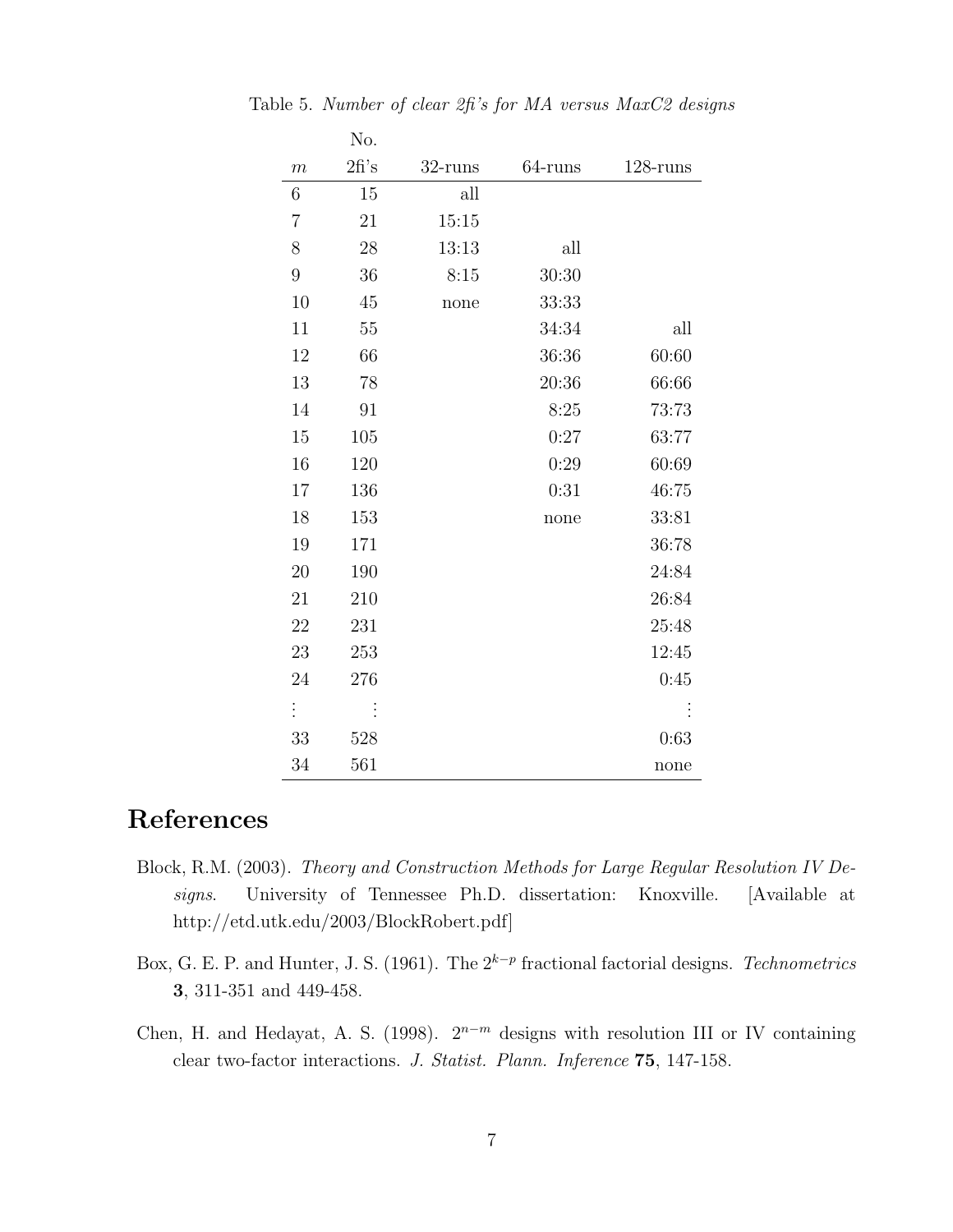Table 5. *Number of clear 2fi's for MA versus MaxC2 designs*

| $m$ | No. 2fi's | 32-runs | 64-runs | 128-runs |
|---|---|---|---|---|
| 6 | 15 | all | | |
| 7 | 21 | 15:15 | | |
| 8 | 28 | 13:13 | all | |
| 9 | 36 | 8:15 | 30:30 | |
| 10 | 45 | none | 33:33 | |
| 11 | 55 | | 34:34 | all |
| 12 | 66 | | 36:36 | 60:60 |
| 13 | 78 | | 20:36 | 66:66 |
| 14 | 91 | | 8:25 | 73:73 |
| 15 | 105 | | 0:27 | 63:77 |
| 16 | 120 | | 0:29 | 60:69 |
| 17 | 136 | | 0:31 | 46:75 |
| 18 | 153 | | none | 33:81 |
| 19 | 171 | | | 36:78 |
| 20 | 190 | | | 24:84 |
| 21 | 210 | | | 26:84 |
| 22 | 231 | | | 25:48 |
| 23 | 253 | | | 12:45 |
| 24 | 276 | | | 0:45 |
| ⋮ | ⋮ | | | ⋮ |
| 33 | 528 | | | 0:63 |
| 34 | 561 | | | none |

# References

Block, R.M. (2003). *Theory and Construction Methods for Large Regular Resolution IV Designs*. University of Tennessee Ph.D. dissertation: Knoxville. [Available at http://etd.utk.edu/2003/BlockRobert.pdf]

Box, G. E. P. and Hunter, J. S. (1961). The $2^{k-p}$ fractional factorial designs. *Technometrics* **3**, 311-351 and 449-458.

Chen, H. and Hedayat, A. S. (1998). $2^{n-m}$ designs with resolution III or IV containing clear two-factor interactions. *J. Statist. Plann. Inference* **75**, 147-158.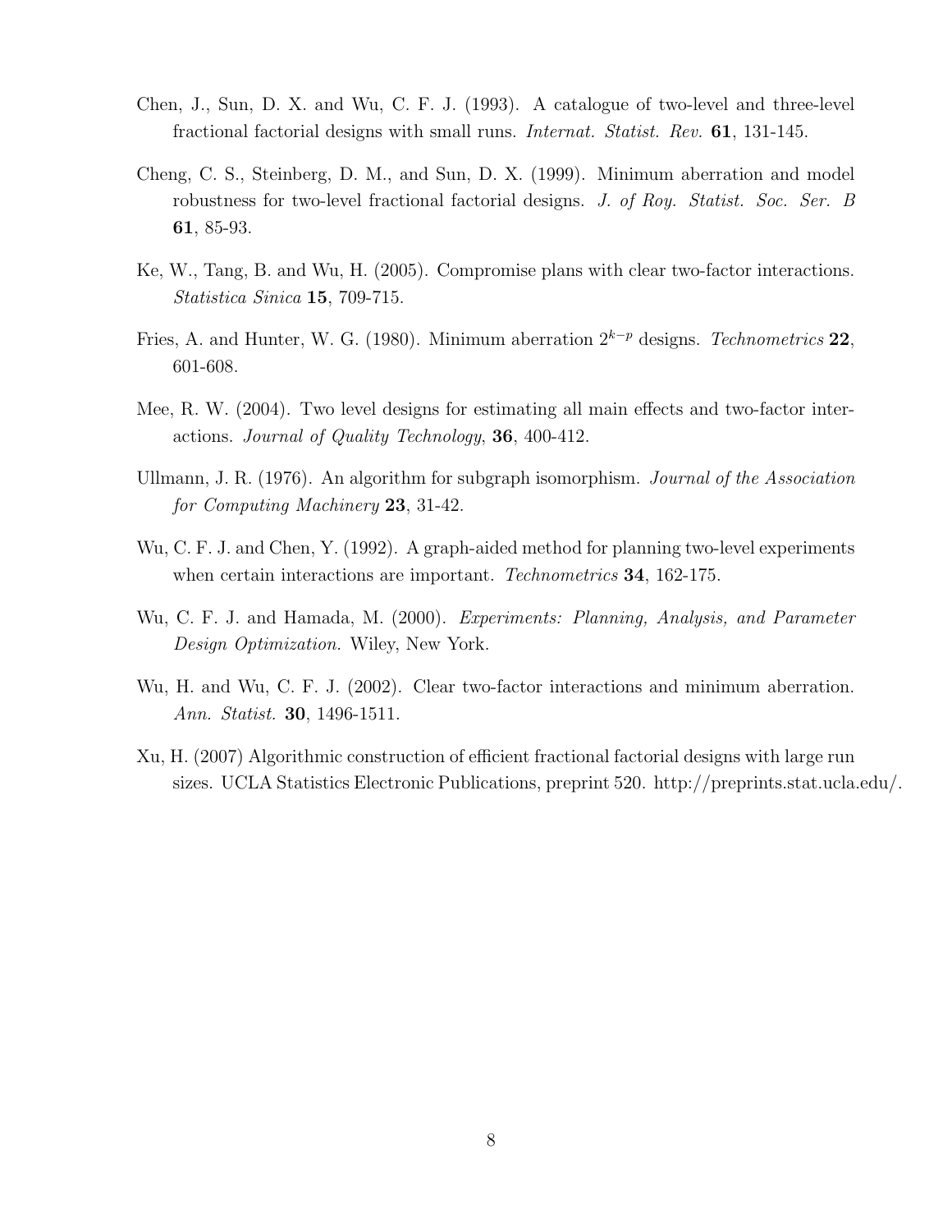Chen, J., Sun, D. X. and Wu, C. F. J. (1993). A catalogue of two-level and three-level fractional factorial designs with small runs. *Internat. Statist. Rev.* **61**, 131-145.

Cheng, C. S., Steinberg, D. M., and Sun, D. X. (1999). Minimum aberration and model robustness for two-level fractional factorial designs. *J. of Roy. Statist. Soc. Ser. B* **61**, 85-93.

Ke, W., Tang, B. and Wu, H. (2005). Compromise plans with clear two-factor interactions. *Statistica Sinica* **15**, 709-715.

Fries, A. and Hunter, W. G. (1980). Minimum aberration $2^{k-p}$ designs. *Technometrics* **22**, 601-608.

Mee, R. W. (2004). Two level designs for estimating all main effects and two-factor interactions. *Journal of Quality Technology*, **36**, 400-412.

Ullmann, J. R. (1976). An algorithm for subgraph isomorphism. *Journal of the Association for Computing Machinery* **23**, 31-42.

Wu, C. F. J. and Chen, Y. (1992). A graph-aided method for planning two-level experiments when certain interactions are important. *Technometrics* **34**, 162-175.

Wu, C. F. J. and Hamada, M. (2000). *Experiments: Planning, Analysis, and Parameter Design Optimization.* Wiley, New York.

Wu, H. and Wu, C. F. J. (2002). Clear two-factor interactions and minimum aberration. *Ann. Statist.* **30**, 1496-1511.

Xu, H. (2007) Algorithmic construction of efficient fractional factorial designs with large run sizes. UCLA Statistics Electronic Publications, preprint 520. http://preprints.stat.ucla.edu/.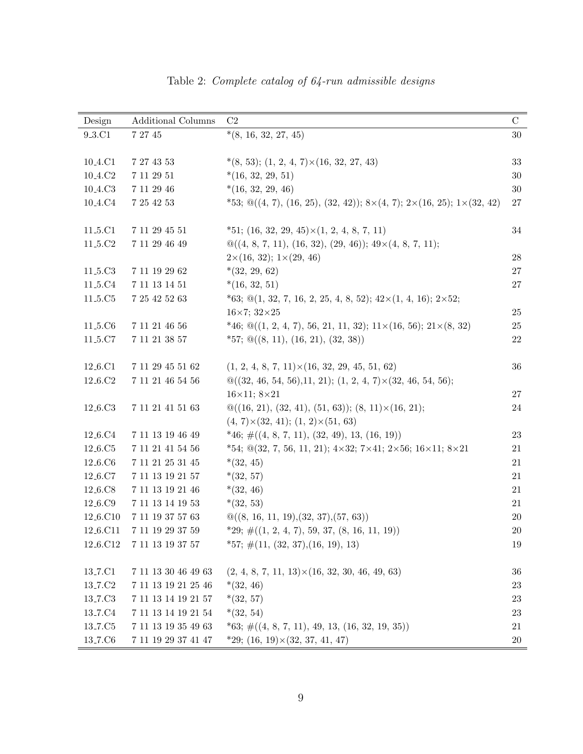Table 2: *Complete catalog of 64-run admissible designs*

| Design | Additional Columns | C2 | C |
|---|---|---|---|
| 9_3.C1 | 7 27 45 | *(8, 16, 32, 27, 45) | 30 |
| | | | |
| 10_4.C1 | 7 27 43 53 | *(8, 53); (1, 2, 4, 7)×(16, 32, 27, 43) | 33 |
| 10_4.C2 | 7 11 29 51 | *(16, 32, 29, 51) | 30 |
| 10_4.C3 | 7 11 29 46 | *(16, 32, 29, 46) | 30 |
| 10_4.C4 | 7 25 42 53 | *53; @((4, 7), (16, 25), (32, 42)); 8×(4, 7); 2×(16, 25); 1×(32, 42) | 27 |
| | | | |
| 11_5.C1 | 7 11 29 45 51 | *51; (16, 32, 29, 45)×(1, 2, 4, 8, 7, 11) | 34 |
| 11_5.C2 | 7 11 29 46 49 | @((4, 8, 7, 11), (16, 32), (29, 46)); 49×(4, 8, 7, 11); 2×(16, 32); 1×(29, 46) | 28 |
| 11_5.C3 | 7 11 19 29 62 | *(32, 29, 62) | 27 |
| 11_5.C4 | 7 11 13 14 51 | *(16, 32, 51) | 27 |
| 11_5.C5 | 7 25 42 52 63 | *63; @(1, 32, 7, 16, 2, 25, 4, 8, 52); 42×(1, 4, 16); 2×52; 16×7; 32×25 | 25 |
| 11_5.C6 | 7 11 21 46 56 | *46; @((1, 2, 4, 7), 56, 21, 11, 32); 11×(16, 56); 21×(8, 32) | 25 |
| 11_5.C7 | 7 11 21 38 57 | *57; @((8, 11), (16, 21), (32, 38)) | 22 |
| | | | |
| 12_6.C1 | 7 11 29 45 51 62 | (1, 2, 4, 8, 7, 11)×(16, 32, 29, 45, 51, 62) | 36 |
| 12_6.C2 | 7 11 21 46 54 56 | @((32, 46, 54, 56),11, 21); (1, 2, 4, 7)×(32, 46, 54, 56); 16×11; 8×21 | 27 |
| 12_6.C3 | 7 11 21 41 51 63 | @((16, 21), (32, 41), (51, 63)); (8, 11)×(16, 21); (4, 7)×(32, 41); (1, 2)×(51, 63) | 24 |
| 12_6.C4 | 7 11 13 19 46 49 | *46; #((4, 8, 7, 11), (32, 49), 13, (16, 19)) | 23 |
| 12_6.C5 | 7 11 21 41 54 56 | *54; @(32, 7, 56, 11, 21); 4×32; 7×41; 2×56; 16×11; 8×21 | 21 |
| 12_6.C6 | 7 11 21 25 31 45 | *(32, 45) | 21 |
| 12_6.C7 | 7 11 13 19 21 57 | *(32, 57) | 21 |
| 12_6.C8 | 7 11 13 19 21 46 | *(32, 46) | 21 |
| 12_6.C9 | 7 11 13 14 19 53 | *(32, 53) | 21 |
| 12_6.C10 | 7 11 19 37 57 63 | @((8, 16, 11, 19),(32, 37),(57, 63)) | 20 |
| 12_6.C11 | 7 11 19 29 37 59 | *29; #((1, 2, 4, 7), 59, 37, (8, 16, 11, 19)) | 20 |
| 12_6.C12 | 7 11 13 19 37 57 | *57; #(11, (32, 37),(16, 19), 13) | 19 |
| | | | |
| 13_7.C1 | 7 11 13 30 46 49 63 | (2, 4, 8, 7, 11, 13)×(16, 32, 30, 46, 49, 63) | 36 |
| 13_7.C2 | 7 11 13 19 21 25 46 | *(32, 46) | 23 |
| 13_7.C3 | 7 11 13 14 19 21 57 | *(32, 57) | 23 |
| 13_7.C4 | 7 11 13 14 19 21 54 | *(32, 54) | 23 |
| 13_7.C5 | 7 11 13 19 35 49 63 | *63; #((4, 8, 7, 11), 49, 13, (16, 32, 19, 35)) | 21 |
| 13_7.C6 | 7 11 19 29 37 41 47 | *29; (16, 19)×(32, 37, 41, 47) | 20 |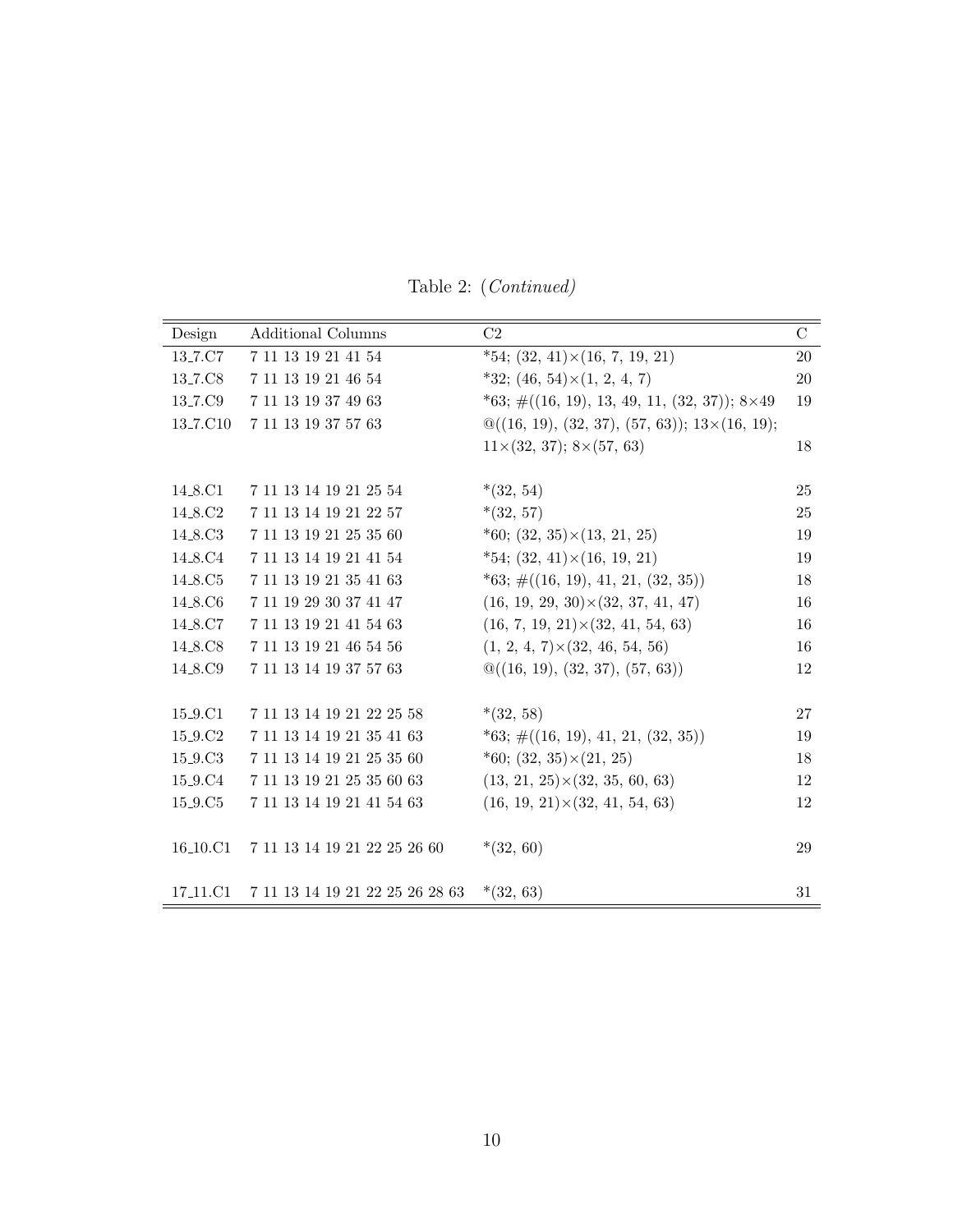Table 2: (*Continued)*

| Design | Additional Columns | C2 | C |
|---|---|---|---|
| 13_7.C7 | 7 11 13 19 21 41 54 | *54; (32, 41)×(16, 7, 19, 21) | 20 |
| 13_7.C8 | 7 11 13 19 21 46 54 | *32; (46, 54)×(1, 2, 4, 7) | 20 |
| 13_7.C9 | 7 11 13 19 37 49 63 | *63; #((16, 19), 13, 49, 11, (32, 37)); 8×49 | 19 |
| 13_7.C10 | 7 11 13 19 37 57 63 | @((16, 19), (32, 37), (57, 63)); 13×(16, 19); 11×(32, 37); 8×(57, 63) | 18 |
| | | | |
| 14_8.C1 | 7 11 13 14 19 21 25 54 | *(32, 54) | 25 |
| 14_8.C2 | 7 11 13 14 19 21 22 57 | *(32, 57) | 25 |
| 14_8.C3 | 7 11 13 19 21 25 35 60 | *60; (32, 35)×(13, 21, 25) | 19 |
| 14_8.C4 | 7 11 13 14 19 21 41 54 | *54; (32, 41)×(16, 19, 21) | 19 |
| 14_8.C5 | 7 11 13 19 21 35 41 63 | *63; #((16, 19), 41, 21, (32, 35)) | 18 |
| 14_8.C6 | 7 11 19 29 30 37 41 47 | (16, 19, 29, 30)×(32, 37, 41, 47) | 16 |
| 14_8.C7 | 7 11 13 19 21 41 54 63 | (16, 7, 19, 21)×(32, 41, 54, 63) | 16 |
| 14_8.C8 | 7 11 13 19 21 46 54 56 | (1, 2, 4, 7)×(32, 46, 54, 56) | 16 |
| 14_8.C9 | 7 11 13 14 19 37 57 63 | @((16, 19), (32, 37), (57, 63)) | 12 |
| | | | |
| 15_9.C1 | 7 11 13 14 19 21 22 25 58 | *(32, 58) | 27 |
| 15_9.C2 | 7 11 13 14 19 21 35 41 63 | *63; #((16, 19), 41, 21, (32, 35)) | 19 |
| 15_9.C3 | 7 11 13 14 19 21 25 35 60 | *60; (32, 35)×(21, 25) | 18 |
| 15_9.C4 | 7 11 13 19 21 25 35 60 63 | (13, 21, 25)×(32, 35, 60, 63) | 12 |
| 15_9.C5 | 7 11 13 14 19 21 41 54 63 | (16, 19, 21)×(32, 41, 54, 63) | 12 |
| | | | |
| 16_10.C1 | 7 11 13 14 19 21 22 25 26 60 | *(32, 60) | 29 |
| | | | |
| 17_11.C1 | 7 11 13 14 19 21 22 25 26 28 63 | *(32, 63) | 31 |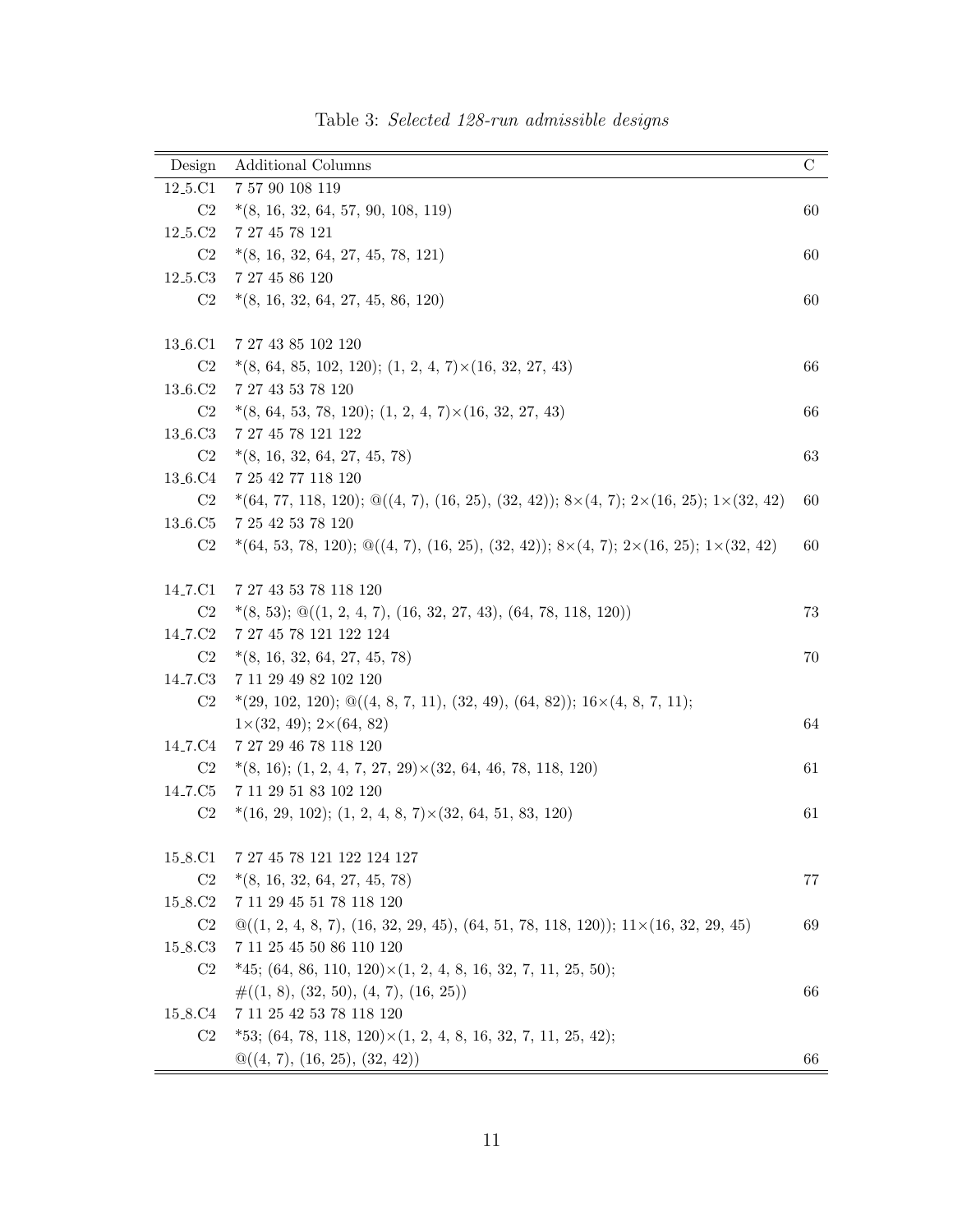Table 3: *Selected 128-run admissible designs*

| Design | Additional Columns | C |
|---|---|---|
| 12_5.C1 | 7 57 90 108 119 | |
| C2 | *(8, 16, 32, 64, 57, 90, 108, 119) | 60 |
| 12_5.C2 | 7 27 45 78 121 | |
| C2 | *(8, 16, 32, 64, 27, 45, 78, 121) | 60 |
| 12_5.C3 | 7 27 45 86 120 | |
| C2 | *(8, 16, 32, 64, 27, 45, 86, 120) | 60 |
| 13_6.C1 | 7 27 43 85 102 120 | |
| C2 | *(8, 64, 85, 102, 120); (1, 2, 4, 7)×(16, 32, 27, 43) | 66 |
| 13_6.C2 | 7 27 43 53 78 120 | |
| C2 | *(8, 64, 53, 78, 120); (1, 2, 4, 7)×(16, 32, 27, 43) | 66 |
| 13_6.C3 | 7 27 45 78 121 122 | |
| C2 | *(8, 16, 32, 64, 27, 45, 78) | 63 |
| 13_6.C4 | 7 25 42 77 118 120 | |
| C2 | *(64, 77, 118, 120); @((4, 7), (16, 25), (32, 42)); 8×(4, 7); 2×(16, 25); 1×(32, 42) | 60 |
| 13_6.C5 | 7 25 42 53 78 120 | |
| C2 | *(64, 53, 78, 120); @((4, 7), (16, 25), (32, 42)); 8×(4, 7); 2×(16, 25); 1×(32, 42) | 60 |
| 14_7.C1 | 7 27 43 53 78 118 120 | |
| C2 | *(8, 53); @((1, 2, 4, 7), (16, 32, 27, 43), (64, 78, 118, 120)) | 73 |
| 14_7.C2 | 7 27 45 78 121 122 124 | |
| C2 | *(8, 16, 32, 64, 27, 45, 78) | 70 |
| 14_7.C3 | 7 11 29 49 82 102 120 | |
| C2 | *(29, 102, 120); @((4, 8, 7, 11), (32, 49), (64, 82)); 16×(4, 8, 7, 11); 1×(32, 49); 2×(64, 82) | 64 |
| 14_7.C4 | 7 27 29 46 78 118 120 | |
| C2 | *(8, 16); (1, 2, 4, 7, 27, 29)×(32, 64, 46, 78, 118, 120) | 61 |
| 14_7.C5 | 7 11 29 51 83 102 120 | |
| C2 | *(16, 29, 102); (1, 2, 4, 8, 7)×(32, 64, 51, 83, 120) | 61 |
| 15_8.C1 | 7 27 45 78 121 122 124 127 | |
| C2 | *(8, 16, 32, 64, 27, 45, 78) | 77 |
| 15_8.C2 | 7 11 29 45 51 78 118 120 | |
| C2 | @((1, 2, 4, 8, 7), (16, 32, 29, 45), (64, 51, 78, 118, 120)); 11×(16, 32, 29, 45) | 69 |
| 15_8.C3 | 7 11 25 45 50 86 110 120 | |
| C2 | *45; (64, 86, 110, 120)×(1, 2, 4, 8, 16, 32, 7, 11, 25, 50); #((1, 8), (32, 50), (4, 7), (16, 25)) | 66 |
| 15_8.C4 | 7 11 25 42 53 78 118 120 | |
| C2 | *53; (64, 78, 118, 120)×(1, 2, 4, 8, 16, 32, 7, 11, 25, 42); @((4, 7), (16, 25), (32, 42)) | 66 |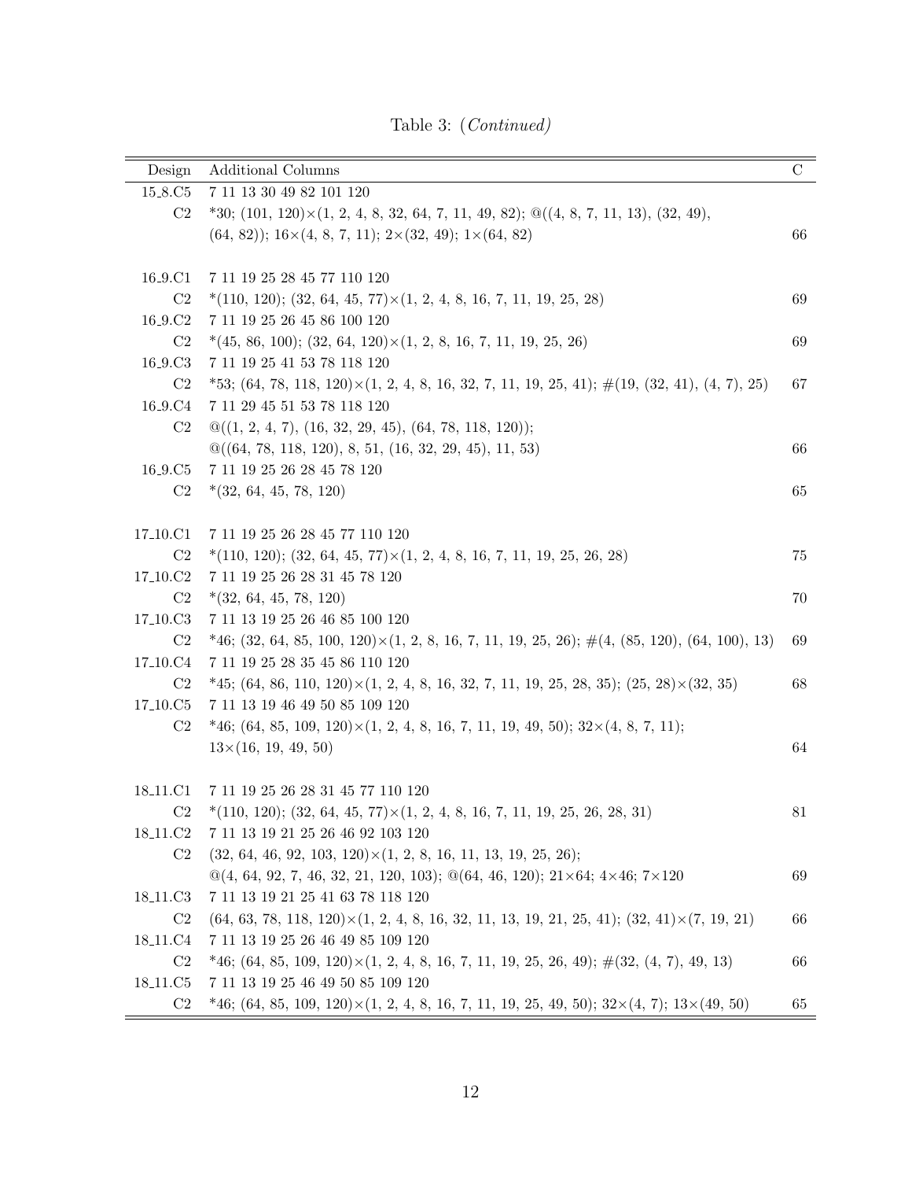Table 3: (*Continued*)

| Design | Additional Columns | C |
|---|---|---|
| 15_8.C5 | 7 11 13 30 49 82 101 120 | |
| C2 | *30; (101, 120)×(1, 2, 4, 8, 32, 64, 7, 11, 49, 82); @((4, 8, 7, 11, 13), (32, 49), (64, 82)); 16×(4, 8, 7, 11); 2×(32, 49); 1×(64, 82) | 66 |
| 16_9.C1 | 7 11 19 25 28 45 77 110 120 | |
| C2 | *(110, 120); (32, 64, 45, 77)×(1, 2, 4, 8, 16, 7, 11, 19, 25, 28) | 69 |
| 16_9.C2 | 7 11 19 25 26 45 86 100 120 | |
| C2 | *(45, 86, 100); (32, 64, 120)×(1, 2, 8, 16, 7, 11, 19, 25, 26) | 69 |
| 16_9.C3 | 7 11 19 25 41 53 78 118 120 | |
| C2 | *53; (64, 78, 118, 120)×(1, 2, 4, 8, 16, 32, 7, 11, 19, 25, 41); #(19, (32, 41), (4, 7), 25) | 67 |
| 16_9.C4 | 7 11 29 45 51 53 78 118 120 | |
| C2 | @((1, 2, 4, 7), (16, 32, 29, 45), (64, 78, 118, 120)); @((64, 78, 118, 120), 8, 51, (16, 32, 29, 45), 11, 53) | 66 |
| 16_9.C5 | 7 11 19 25 26 28 45 78 120 | |
| C2 | *(32, 64, 45, 78, 120) | 65 |
| 17_10.C1 | 7 11 19 25 26 28 45 77 110 120 | |
| C2 | *(110, 120); (32, 64, 45, 77)×(1, 2, 4, 8, 16, 7, 11, 19, 25, 26, 28) | 75 |
| 17_10.C2 | 7 11 19 25 26 28 31 45 78 120 | |
| C2 | *(32, 64, 45, 78, 120) | 70 |
| 17_10.C3 | 7 11 13 19 25 26 46 85 100 120 | |
| C2 | *46; (32, 64, 85, 100, 120)×(1, 2, 8, 16, 7, 11, 19, 25, 26); #(4, (85, 120), (64, 100), 13) | 69 |
| 17_10.C4 | 7 11 19 25 28 35 45 86 110 120 | |
| C2 | *45; (64, 86, 110, 120)×(1, 2, 4, 8, 16, 32, 7, 11, 19, 25, 28, 35); (25, 28)×(32, 35) | 68 |
| 17_10.C5 | 7 11 13 19 46 49 50 85 109 120 | |
| C2 | *46; (64, 85, 109, 120)×(1, 2, 4, 8, 16, 7, 11, 19, 49, 50); 32×(4, 8, 7, 11); 13×(16, 19, 49, 50) | 64 |
| 18_11.C1 | 7 11 19 25 26 28 31 45 77 110 120 | |
| C2 | *(110, 120); (32, 64, 45, 77)×(1, 2, 4, 8, 16, 7, 11, 19, 25, 26, 28, 31) | 81 |
| 18_11.C2 | 7 11 13 19 21 25 26 46 92 103 120 | |
| C2 | (32, 64, 46, 92, 103, 120)×(1, 2, 8, 16, 11, 13, 19, 25, 26); @(4, 64, 92, 7, 46, 32, 21, 120, 103); @(64, 46, 120); 21×64; 4×46; 7×120 | 69 |
| 18_11.C3 | 7 11 13 19 21 25 41 63 78 118 120 | |
| C2 | (64, 63, 78, 118, 120)×(1, 2, 4, 8, 16, 32, 11, 13, 19, 21, 25, 41); (32, 41)×(7, 19, 21) | 66 |
| 18_11.C4 | 7 11 13 19 25 26 46 49 85 109 120 | |
| C2 | *46; (64, 85, 109, 120)×(1, 2, 4, 8, 16, 7, 11, 19, 25, 26, 49); #(32, (4, 7), 49, 13) | 66 |
| 18_11.C5 | 7 11 13 19 25 46 49 50 85 109 120 | |
| C2 | *46; (64, 85, 109, 120)×(1, 2, 4, 8, 16, 7, 11, 19, 25, 49, 50); 32×(4, 7); 13×(49, 50) | 65 |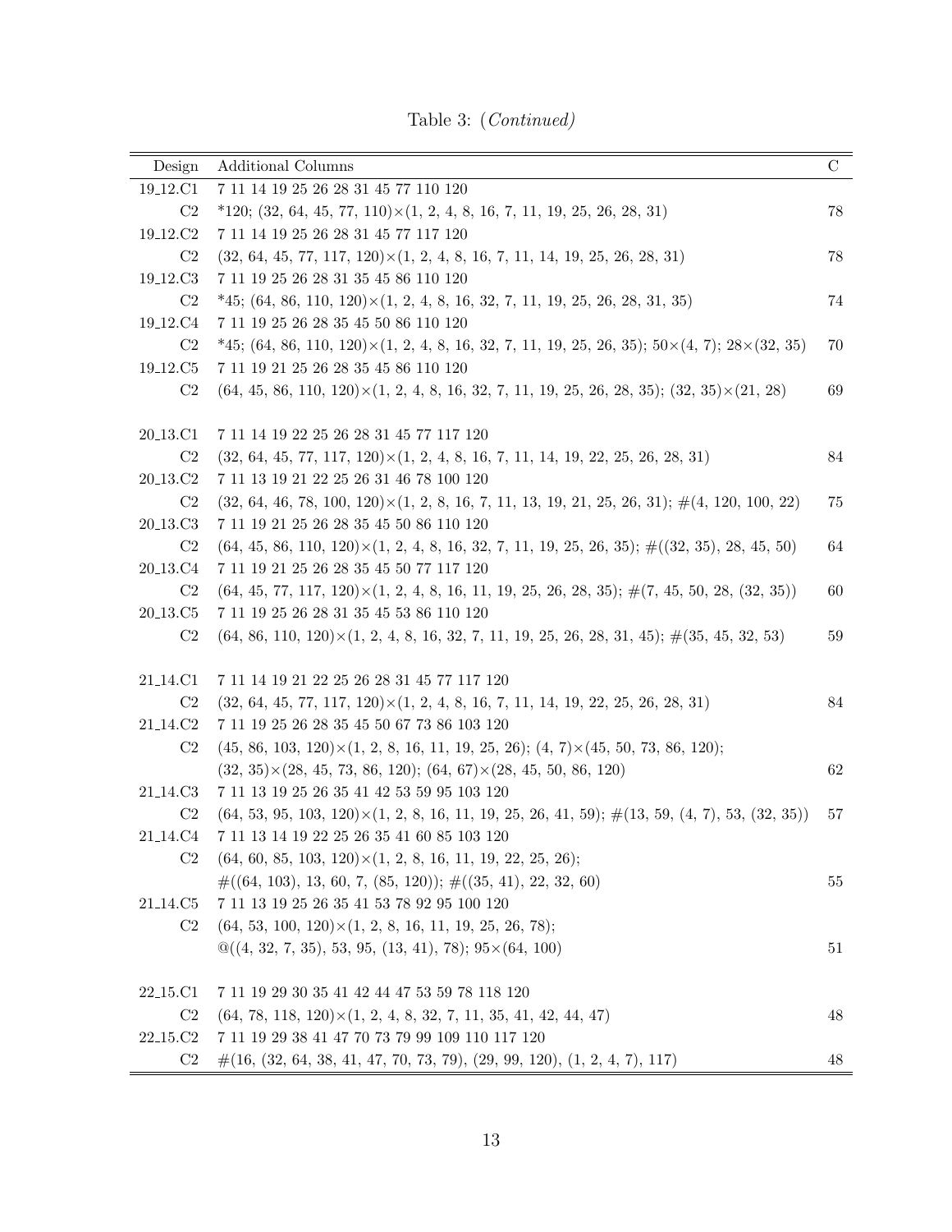Table 3: (*Continued*)

| Design | Additional Columns | C |
|---|---|---|
| 19_12.C1 | 7 11 14 19 25 26 28 31 45 77 110 120 | |
| C2 | *120; (32, 64, 45, 77, 110)×(1, 2, 4, 8, 16, 7, 11, 19, 25, 26, 28, 31) | 78 |
| 19_12.C2 | 7 11 14 19 25 26 28 31 45 77 117 120 | |
| C2 | (32, 64, 45, 77, 117, 120)×(1, 2, 4, 8, 16, 7, 11, 14, 19, 25, 26, 28, 31) | 78 |
| 19_12.C3 | 7 11 19 25 26 28 31 35 45 86 110 120 | |
| C2 | *45; (64, 86, 110, 120)×(1, 2, 4, 8, 16, 32, 7, 11, 19, 25, 26, 28, 31, 35) | 74 |
| 19_12.C4 | 7 11 19 25 26 28 35 45 50 86 110 120 | |
| C2 | *45; (64, 86, 110, 120)×(1, 2, 4, 8, 16, 32, 7, 11, 19, 25, 26, 35); 50×(4, 7); 28×(32, 35) | 70 |
| 19_12.C5 | 7 11 19 21 25 26 28 35 45 86 110 120 | |
| C2 | (64, 45, 86, 110, 120)×(1, 2, 4, 8, 16, 32, 7, 11, 19, 25, 26, 28, 35); (32, 35)×(21, 28) | 69 |
| | | |
| 20_13.C1 | 7 11 14 19 22 25 26 28 31 45 77 117 120 | |
| C2 | (32, 64, 45, 77, 117, 120)×(1, 2, 4, 8, 16, 7, 11, 14, 19, 22, 25, 26, 28, 31) | 84 |
| 20_13.C2 | 7 11 13 19 21 22 25 26 31 46 78 100 120 | |
| C2 | (32, 64, 46, 78, 100, 120)×(1, 2, 8, 16, 7, 11, 13, 19, 21, 25, 26, 31); #(4, 120, 100, 22) | 75 |
| 20_13.C3 | 7 11 19 21 25 26 28 35 45 50 86 110 120 | |
| C2 | (64, 45, 86, 110, 120)×(1, 2, 4, 8, 16, 32, 7, 11, 19, 25, 26, 35); #((32, 35), 28, 45, 50) | 64 |
| 20_13.C4 | 7 11 19 21 25 26 28 35 45 50 77 117 120 | |
| C2 | (64, 45, 77, 117, 120)×(1, 2, 4, 8, 16, 11, 19, 25, 26, 28, 35); #(7, 45, 50, 28, (32, 35)) | 60 |
| 20_13.C5 | 7 11 19 25 26 28 31 35 45 53 86 110 120 | |
| C2 | (64, 86, 110, 120)×(1, 2, 4, 8, 16, 32, 7, 11, 19, 25, 26, 28, 31, 45); #(35, 45, 32, 53) | 59 |
| | | |
| 21_14.C1 | 7 11 14 19 21 22 25 26 28 31 45 77 117 120 | |
| C2 | (32, 64, 45, 77, 117, 120)×(1, 2, 4, 8, 16, 7, 11, 14, 19, 22, 25, 26, 28, 31) | 84 |
| 21_14.C2 | 7 11 19 25 26 28 35 45 50 67 73 86 103 120 | |
| C2 | (45, 86, 103, 120)×(1, 2, 8, 16, 11, 19, 25, 26); (4, 7)×(45, 50, 73, 86, 120); (32, 35)×(28, 45, 73, 86, 120); (64, 67)×(28, 45, 50, 86, 120) | 62 |
| 21_14.C3 | 7 11 13 19 25 26 35 41 42 53 59 95 103 120 | |
| C2 | (64, 53, 95, 103, 120)×(1, 2, 8, 16, 11, 19, 25, 26, 41, 59); #(13, 59, (4, 7), 53, (32, 35)) | 57 |
| 21_14.C4 | 7 11 13 14 19 22 25 26 35 41 60 85 103 120 | |
| C2 | (64, 60, 85, 103, 120)×(1, 2, 8, 16, 11, 19, 22, 25, 26); #((64, 103), 13, 60, 7, (85, 120)); #((35, 41), 22, 32, 60) | 55 |
| 21_14.C5 | 7 11 13 19 25 26 35 41 53 78 92 95 100 120 | |
| C2 | (64, 53, 100, 120)×(1, 2, 8, 16, 11, 19, 25, 26, 78); @((4, 32, 7, 35), 53, 95, (13, 41), 78); 95×(64, 100) | 51 |
| | | |
| 22_15.C1 | 7 11 19 29 30 35 41 42 44 47 53 59 78 118 120 | |
| C2 | (64, 78, 118, 120)×(1, 2, 4, 8, 32, 7, 11, 35, 41, 42, 44, 47) | 48 |
| 22_15.C2 | 7 11 19 29 38 41 47 70 73 79 99 109 110 117 120 | |
| C2 | #(16, (32, 64, 38, 41, 47, 70, 73, 79), (29, 99, 120), (1, 2, 4, 7), 117) | 48 |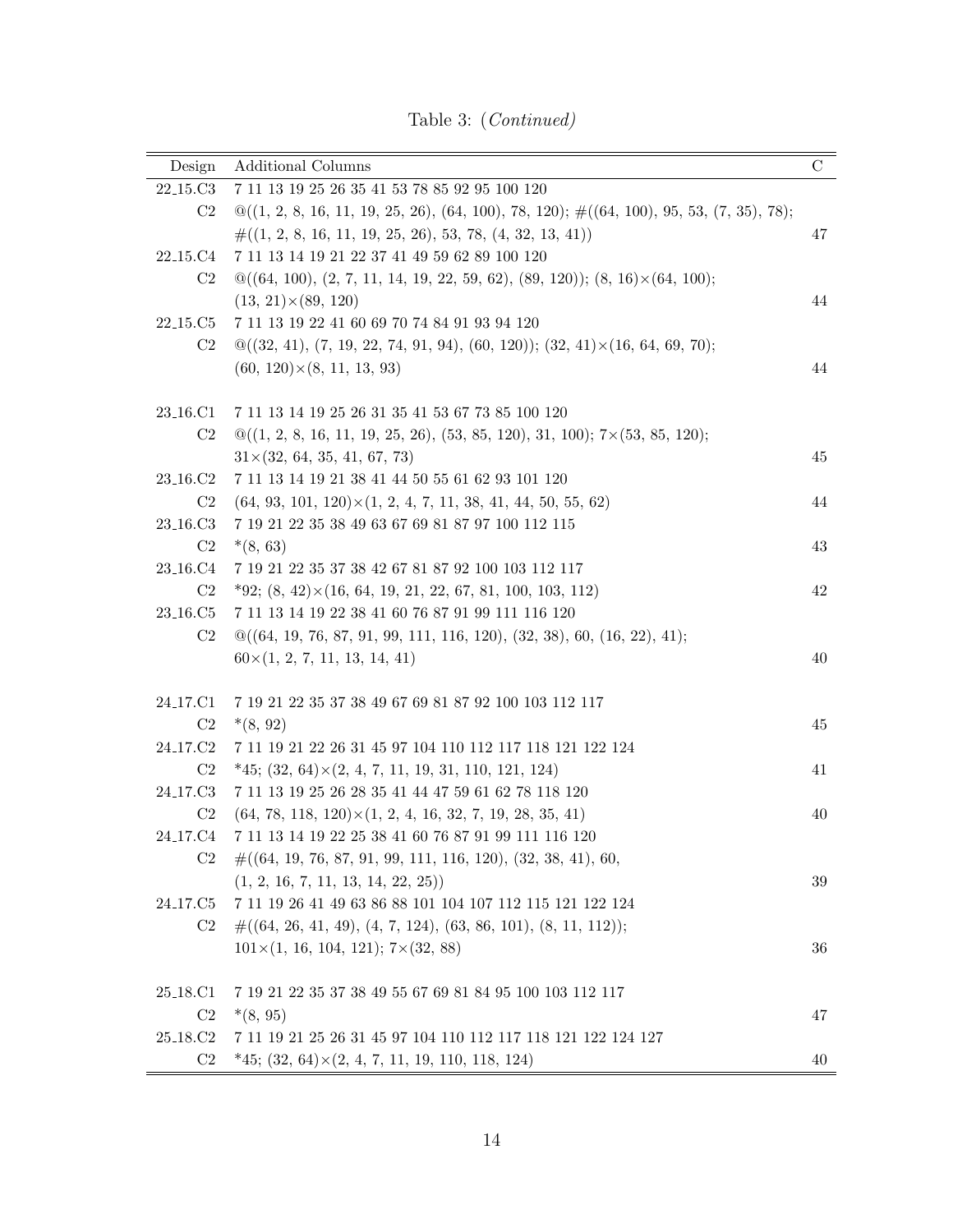Table 3: (*Continued*)

| Design | Additional Columns | C |
|---|---|---|
| 22_15.C3 | 7 11 13 19 25 26 35 41 53 78 85 92 95 100 120 | |
| C2 | @((1, 2, 8, 16, 11, 19, 25, 26), (64, 100), 78, 120); #((64, 100), 95, 53, (7, 35), 78); #((1, 2, 8, 16, 11, 19, 25, 26), 53, 78, (4, 32, 13, 41)) | 47 |
| 22_15.C4 | 7 11 13 14 19 21 22 37 41 49 59 62 89 100 120 | |
| C2 | @((64, 100), (2, 7, 11, 14, 19, 22, 59, 62), (89, 120)); (8, 16)×(64, 100); (13, 21)×(89, 120) | 44 |
| 22_15.C5 | 7 11 13 19 22 41 60 69 70 74 84 91 93 94 120 | |
| C2 | @((32, 41), (7, 19, 22, 74, 91, 94), (60, 120)); (32, 41)×(16, 64, 69, 70); (60, 120)×(8, 11, 13, 93) | 44 |
| 23_16.C1 | 7 11 13 14 19 25 26 31 35 41 53 67 73 85 100 120 | |
| C2 | @((1, 2, 8, 16, 11, 19, 25, 26), (53, 85, 120), 31, 100); 7×(53, 85, 120); 31×(32, 64, 35, 41, 67, 73) | 45 |
| 23_16.C2 | 7 11 13 14 19 21 38 41 44 50 55 61 62 93 101 120 | |
| C2 | (64, 93, 101, 120)×(1, 2, 4, 7, 11, 38, 41, 44, 50, 55, 62) | 44 |
| 23_16.C3 | 7 19 21 22 35 38 49 63 67 69 81 87 97 100 112 115 | |
| C2 | *(8, 63) | 43 |
| 23_16.C4 | 7 19 21 22 35 37 38 42 67 81 87 92 100 103 112 117 | |
| C2 | *92; (8, 42)×(16, 64, 19, 21, 22, 67, 81, 100, 103, 112) | 42 |
| 23_16.C5 | 7 11 13 14 19 22 38 41 60 76 87 91 99 111 116 120 | |
| C2 | @((64, 19, 76, 87, 91, 99, 111, 116, 120), (32, 38), 60, (16, 22), 41); 60×(1, 2, 7, 11, 13, 14, 41) | 40 |
| 24_17.C1 | 7 19 21 22 35 37 38 49 67 69 81 87 92 100 103 112 117 | |
| C2 | *(8, 92) | 45 |
| 24_17.C2 | 7 11 19 21 22 26 31 45 97 104 110 112 117 118 121 122 124 | |
| C2 | *45; (32, 64)×(2, 4, 7, 11, 19, 31, 110, 121, 124) | 41 |
| 24_17.C3 | 7 11 13 19 25 26 28 35 41 44 47 59 61 62 78 118 120 | |
| C2 | (64, 78, 118, 120)×(1, 2, 4, 16, 32, 7, 19, 28, 35, 41) | 40 |
| 24_17.C4 | 7 11 13 14 19 22 25 38 41 60 76 87 91 99 111 116 120 | |
| C2 | #((64, 19, 76, 87, 91, 99, 111, 116, 120), (32, 38, 41), 60, (1, 2, 16, 7, 11, 13, 14, 22, 25)) | 39 |
| 24_17.C5 | 7 11 19 26 41 49 63 86 88 101 104 107 112 115 121 122 124 | |
| C2 | #((64, 26, 41, 49), (4, 7, 124), (63, 86, 101), (8, 11, 112)); 101×(1, 16, 104, 121); 7×(32, 88) | 36 |
| 25_18.C1 | 7 19 21 22 35 37 38 49 55 67 69 81 84 95 100 103 112 117 | |
| C2 | *(8, 95) | 47 |
| 25_18.C2 | 7 11 19 21 25 26 31 45 97 104 110 112 117 118 121 122 124 127 | |
| C2 | *45; (32, 64)×(2, 4, 7, 11, 19, 110, 118, 124) | 40 |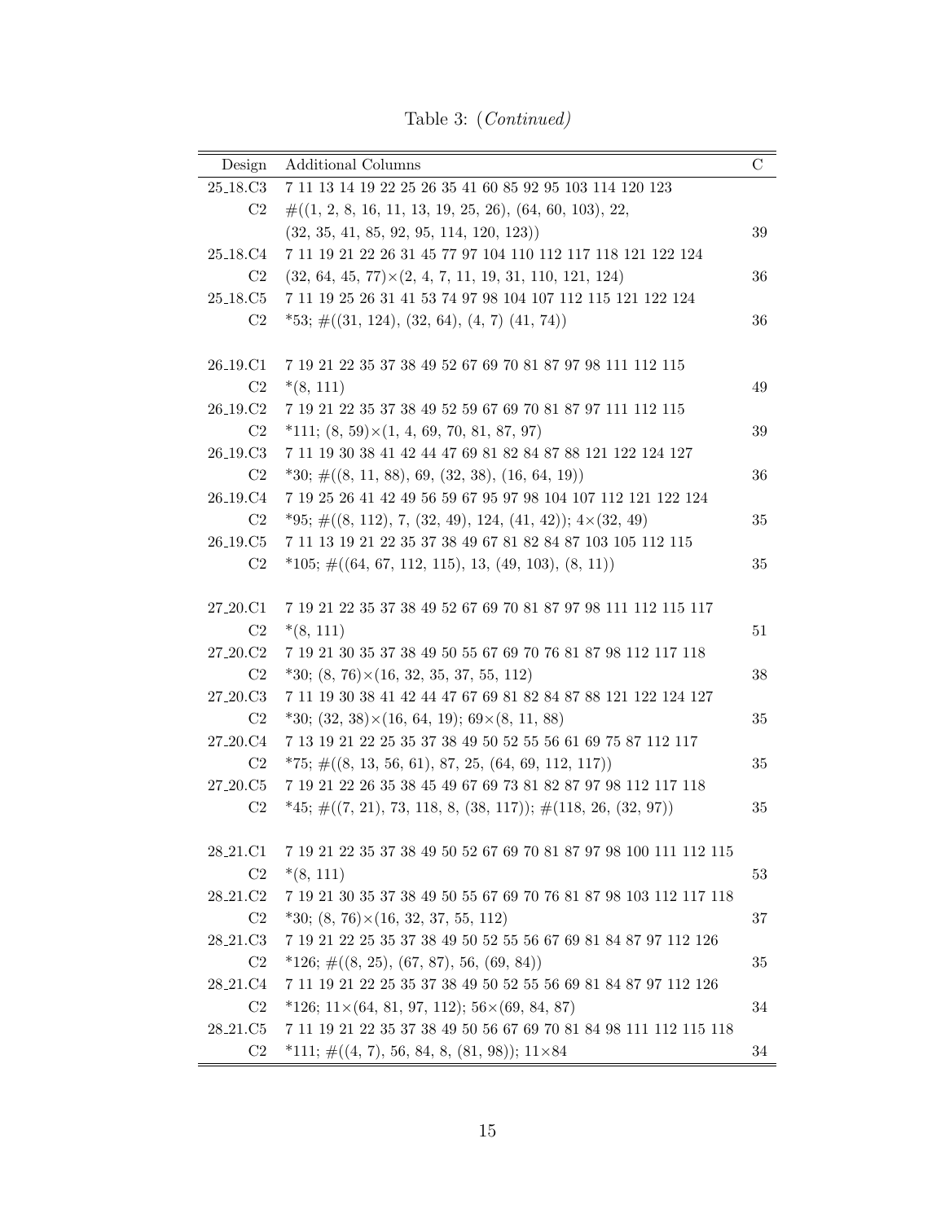Table 3: (*Continued*)

| Design | Additional Columns | C |
|---|---|---|
| 25_18.C3 | 7 11 13 14 19 22 25 26 35 41 60 85 92 95 103 114 120 123 | |
| C2 | #((1, 2, 8, 16, 11, 13, 19, 25, 26), (64, 60, 103), 22, (32, 35, 41, 85, 92, 95, 114, 120, 123)) | 39 |
| 25_18.C4 | 7 11 19 21 22 26 31 45 77 97 104 110 112 117 118 121 122 124 | |
| C2 | (32, 64, 45, 77)×(2, 4, 7, 11, 19, 31, 110, 121, 124) | 36 |
| 25_18.C5 | 7 11 19 25 26 31 41 53 74 97 98 104 107 112 115 121 122 124 | |
| C2 | *53; #((31, 124), (32, 64), (4, 7) (41, 74)) | 36 |
| 26_19.C1 | 7 19 21 22 35 37 38 49 52 67 69 70 81 87 97 98 111 112 115 | |
| C2 | *(8, 111) | 49 |
| 26_19.C2 | 7 19 21 22 35 37 38 49 52 59 67 69 70 81 87 97 111 112 115 | |
| C2 | *111; (8, 59)×(1, 4, 69, 70, 81, 87, 97) | 39 |
| 26_19.C3 | 7 11 19 30 38 41 42 44 47 69 81 82 84 87 88 121 122 124 127 | |
| C2 | *30; #((8, 11, 88), 69, (32, 38), (16, 64, 19)) | 36 |
| 26_19.C4 | 7 19 25 26 41 42 49 56 59 67 95 97 98 104 107 112 121 122 124 | |
| C2 | *95; #((8, 112), 7, (32, 49), 124, (41, 42)); 4×(32, 49) | 35 |
| 26_19.C5 | 7 11 13 19 21 22 35 37 38 49 67 81 82 84 87 103 105 112 115 | |
| C2 | *105; #((64, 67, 112, 115), 13, (49, 103), (8, 11)) | 35 |
| 27_20.C1 | 7 19 21 22 35 37 38 49 52 67 69 70 81 87 97 98 111 112 115 117 | |
| C2 | *(8, 111) | 51 |
| 27_20.C2 | 7 19 21 30 35 37 38 49 50 55 67 69 70 76 81 87 98 112 117 118 | |
| C2 | *30; (8, 76)×(16, 32, 35, 37, 55, 112) | 38 |
| 27_20.C3 | 7 11 19 30 38 41 42 44 47 67 69 81 82 84 87 88 121 122 124 127 | |
| C2 | *30; (32, 38)×(16, 64, 19); 69×(8, 11, 88) | 35 |
| 27_20.C4 | 7 13 19 21 22 25 35 37 38 49 50 52 55 56 61 69 75 87 112 117 | |
| C2 | *75; #((8, 13, 56, 61), 87, 25, (64, 69, 112, 117)) | 35 |
| 27_20.C5 | 7 19 21 22 26 35 38 45 49 67 69 73 81 82 87 97 98 112 117 118 | |
| C2 | *45; #((7, 21), 73, 118, 8, (38, 117)); #(118, 26, (32, 97)) | 35 |
| 28_21.C1 | 7 19 21 22 35 37 38 49 50 52 67 69 70 81 87 97 98 100 111 112 115 | |
| C2 | *(8, 111) | 53 |
| 28_21.C2 | 7 19 21 30 35 37 38 49 50 55 67 69 70 76 81 87 98 103 112 117 118 | |
| C2 | *30; (8, 76)×(16, 32, 37, 55, 112) | 37 |
| 28_21.C3 | 7 19 21 22 25 35 37 38 49 50 52 55 56 67 69 81 84 87 97 112 126 | |
| C2 | *126; #((8, 25), (67, 87), 56, (69, 84)) | 35 |
| 28_21.C4 | 7 11 19 21 22 25 35 37 38 49 50 52 55 56 69 81 84 87 97 112 126 | |
| C2 | *126; 11×(64, 81, 97, 112); 56×(69, 84, 87) | 34 |
| 28_21.C5 | 7 11 19 21 22 35 37 38 49 50 56 67 69 70 81 84 98 111 112 115 118 | |
| C2 | *111; #((4, 7), 56, 84, 8, (81, 98)); 11×84 | 34 |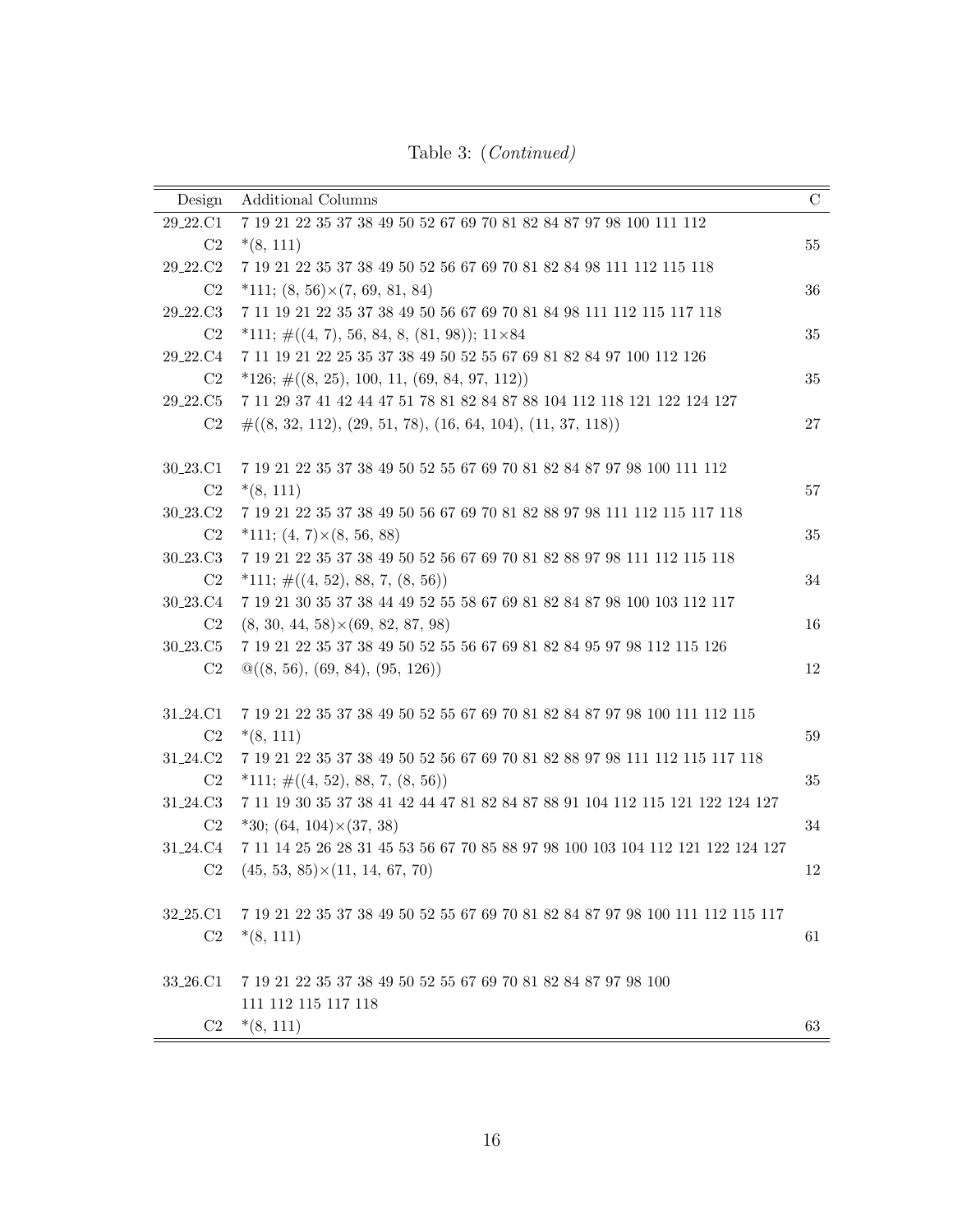Table 3: (*Continued)*

| Design | Additional Columns | C |
|---|---|---|
| 29_22.C1 | 7 19 21 22 35 37 38 49 50 52 67 69 70 81 82 84 87 97 98 100 111 112 | |
| C2 | *(8, 111) | 55 |
| 29_22.C2 | 7 19 21 22 35 37 38 49 50 52 56 67 69 70 81 82 84 98 111 112 115 118 | |
| C2 | *111; (8, 56)×(7, 69, 81, 84) | 36 |
| 29_22.C3 | 7 11 19 21 22 35 37 38 49 50 56 67 69 70 81 84 98 111 112 115 117 118 | |
| C2 | *111; #((4, 7), 56, 84, 8, (81, 98)); 11×84 | 35 |
| 29_22.C4 | 7 11 19 21 22 25 35 37 38 49 50 52 55 67 69 81 82 84 97 100 112 126 | |
| C2 | *126; #((8, 25), 100, 11, (69, 84, 97, 112)) | 35 |
| 29_22.C5 | 7 11 29 37 41 42 44 47 51 78 81 82 84 87 88 104 112 118 121 122 124 127 | |
| C2 | #((8, 32, 112), (29, 51, 78), (16, 64, 104), (11, 37, 118)) | 27 |
| 30_23.C1 | 7 19 21 22 35 37 38 49 50 52 55 67 69 70 81 82 84 87 97 98 100 111 112 | |
| C2 | *(8, 111) | 57 |
| 30_23.C2 | 7 19 21 22 35 37 38 49 50 56 67 69 70 81 82 88 97 98 111 112 115 117 118 | |
| C2 | *111; (4, 7)×(8, 56, 88) | 35 |
| 30_23.C3 | 7 19 21 22 35 37 38 49 50 52 56 67 69 70 81 82 88 97 98 111 112 115 118 | |
| C2 | *111; #((4, 52), 88, 7, (8, 56)) | 34 |
| 30_23.C4 | 7 19 21 30 35 37 38 44 49 52 55 58 67 69 81 82 84 87 98 100 103 112 117 | |
| C2 | (8, 30, 44, 58)×(69, 82, 87, 98) | 16 |
| 30_23.C5 | 7 19 21 22 35 37 38 49 50 52 55 56 67 69 81 82 84 95 97 98 112 115 126 | |
| C2 | @((8, 56), (69, 84), (95, 126)) | 12 |
| 31_24.C1 | 7 19 21 22 35 37 38 49 50 52 55 67 69 70 81 82 84 87 97 98 100 111 112 115 | |
| C2 | *(8, 111) | 59 |
| 31_24.C2 | 7 19 21 22 35 37 38 49 50 52 56 67 69 70 81 82 88 97 98 111 112 115 117 118 | |
| C2 | *111; #((4, 52), 88, 7, (8, 56)) | 35 |
| 31_24.C3 | 7 11 19 30 35 37 38 41 42 44 47 81 82 84 87 88 91 104 112 115 121 122 124 127 | |
| C2 | *30; (64, 104)×(37, 38) | 34 |
| 31_24.C4 | 7 11 14 25 26 28 31 45 53 56 67 70 85 88 97 98 100 103 104 112 121 122 124 127 | |
| C2 | (45, 53, 85)×(11, 14, 67, 70) | 12 |
| 32_25.C1 | 7 19 21 22 35 37 38 49 50 52 55 67 69 70 81 82 84 87 97 98 100 111 112 115 117 | |
| C2 | *(8, 111) | 61 |
| 33_26.C1 | 7 19 21 22 35 37 38 49 50 52 55 67 69 70 81 82 84 87 97 98 100 111 112 115 117 118 | |
| C2 | *(8, 111) | 63 |